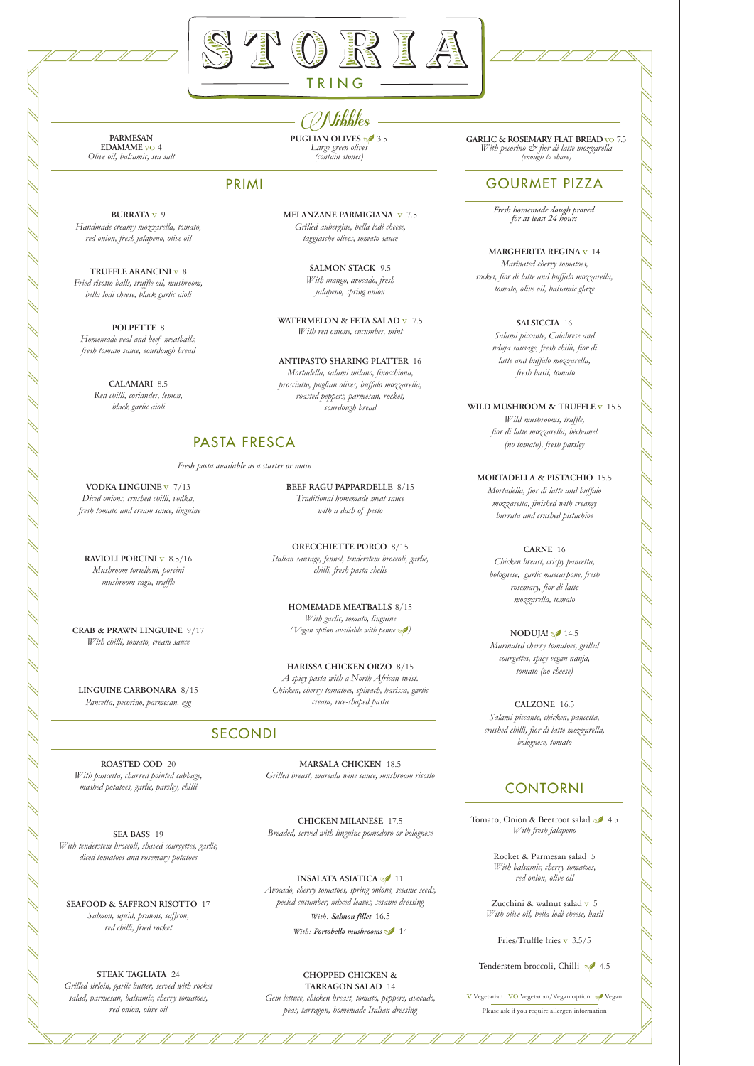# STORIA

TRING

## Nibbles

**PARMESAN EDAMAME** VO 4
*Olive oil, balsamic, sea salt*

**PUGLIAN OLIVES** 🌿 3.5
*Large green olives (contain stones)*

**GARLIC & ROSEMARY FLAT BREAD** VO 7.5
*With pecorino & fior di latte mozzarella (enough to share)*

## PRIMI

**BURRATA** V 9
*Handmade creamy mozzarella, tomato, red onion, fresh jalapeno, olive oil*

**TRUFFLE ARANCINI** V 8
*Fried risotto balls, truffle oil, mushroom, bella lodi cheese, black garlic aioli*

**POLPETTE** 8
*Homemade veal and beef meatballs, fresh tomato sauce, sourdough bread*

**CALAMARI** 8.5
*Red chilli, coriander, lemon, black garlic aioli*

**MELANZANE PARMIGIANA** V 7.5
*Grilled aubergine, bella lodi cheese, taggiasche olives, tomato sauce*

**SALMON STACK** 9.5
*With mango, avocado, fresh jalapeno, spring onion*

**WATERMELON & FETA SALAD** V 7.5
*With red onions, cucumber, mint*

**ANTIPASTO SHARING PLATTER** 16
*Mortadella, salami milano, finocchiona, prosciutto, puglian olives, buffalo mozzarella, roasted peppers, parmesan, rocket, sourdough bread*

## PASTA FRESCA

*Fresh pasta available as a starter or main*

**VODKA LINGUINE** V 7/13
*Diced onions, crushed chilli, vodka, fresh tomato and cream sauce, linguine*

**RAVIOLI PORCINI** V 8.5/16
*Mushroom tortelloni, porcini mushroom ragu, truffle*

**CRAB & PRAWN LINGUINE** 9/17
*With chilli, tomato, cream sauce*

**LINGUINE CARBONARA** 8/15
*Pancetta, pecorino, parmesan, egg*

**BEEF RAGU PAPPARDELLE** 8/15
*Traditional homemade meat sauce with a dash of pesto*

**ORECCHIETTE PORCO** 8/15
*Italian sausage, fennel, tenderstem broccoli, garlic, chilli, fresh pasta shells*

**HOMEMADE MEATBALLS** 8/15
*With garlic, tomato, linguine (Vegan option available with penne 🌿)*

**HARISSA CHICKEN ORZO** 8/15
*A spicy pasta with a North African twist. Chicken, cherry tomatoes, spinach, harissa, garlic cream, rice-shaped pasta*

## SECONDI

**ROASTED COD** 20
*With pancetta, charred pointed cabbage, mashed potatoes, garlic, parsley, chilli*

**SEA BASS** 19
*With tenderstem broccoli, shaved courgettes, garlic, diced tomatoes and rosemary potatoes*

**SEAFOOD & SAFFRON RISOTTO** 17
*Salmon, squid, prawns, saffron, red chilli, fried rocket*

**STEAK TAGLIATA** 24
*Grilled sirloin, garlic butter, served with rocket salad, parmesan, balsamic, cherry tomatoes, red onion, olive oil*

**MARSALA CHICKEN** 18.5
*Grilled breast, marsala wine sauce, mushroom risotto*

**CHICKEN MILANESE** 17.5
*Breaded, served with linguine pomodoro or bolognese*

**INSALATA ASIATICA** 🌿 11
*Avocado, cherry tomatoes, spring onions, sesame seeds, peeled cucumber, mixed leaves, sesame dressing*
*With: **Salmon fillet*** 16.5
*With: **Portobello mushrooms*** 🌿 14

**CHOPPED CHICKEN & TARRAGON SALAD** 14
*Gem lettuce, chicken breast, tomato, peppers, avocado, peas, tarragon, homemade Italian dressing*

## GOURMET PIZZA

*Fresh homemade dough proved for at least 24 hours*

**MARGHERITA REGINA** V 14
*Marinated cherry tomatoes, rocket, fior di latte and buffalo mozzarella, tomato, olive oil, balsamic glaze*

**SALSICCIA** 16
*Salami piccante, Calabrese and nduja sausage, fresh chilli, fior di latte and buffalo mozzarella, fresh basil, tomato*

**WILD MUSHROOM & TRUFFLE** V 15.5
*Wild mushrooms, truffle, fior di latte mozzarella, béchamel (no tomato), fresh parsley*

**MORTADELLA & PISTACHIO** 15.5
*Mortadella, fior di latte and buffalo mozzarella, finished with creamy burrata and crushed pistachios*

**CARNE** 16
*Chicken breast, crispy pancetta, bolognese, garlic mascarpone, fresh rosemary, fior di latte mozzarella, tomato*

**NODUJA!** 🌿 14.5
*Marinated cherry tomatoes, grilled courgettes, spicy vegan nduja, tomato (no cheese)*

**CALZONE** 16.5
*Salami piccante, chicken, pancetta, crushed chilli, fior di latte mozzarella, bolognese, tomato*

## CONTORNI

Tomato, Onion & Beetroot salad 🌿 4.5
*With fresh jalapeno*

Rocket & Parmesan salad 5
*With balsamic, cherry tomatoes, red onion, olive oil*

Zucchini & walnut salad V 5
*With olive oil, bella lodi cheese, basil*

Fries/Truffle fries V 3.5/5

Tenderstem broccoli, Chilli 🌿 4.5

V Vegetarian VO Vegetarian/Vegan option 🌿 Vegan

Please ask if you require allergen information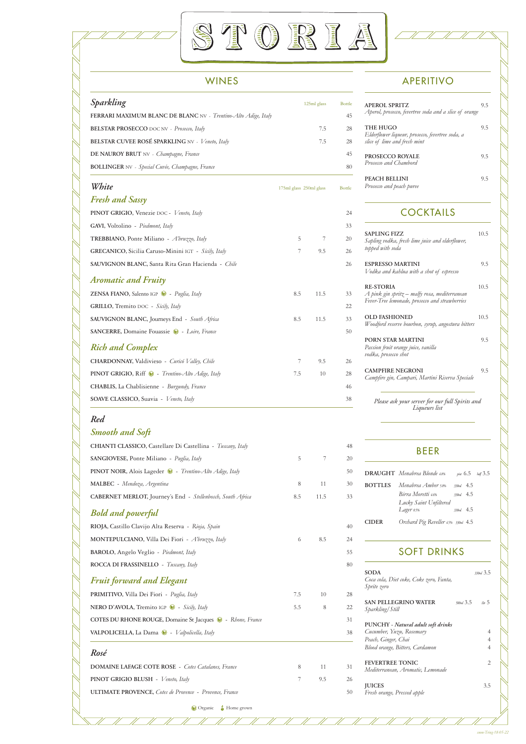# STORIA

## WINES

### Sparkling

| | 125ml glass | Bottle |
|---|---|---|
| **FERRARI MAXIMUM BLANC DE BLANC** NV - *Trentino-Alto Adige, Italy* | | 45 |
| **BELSTAR PROSECCO** DOC NV - *Prosecco, Italy* | 7.5 | 28 |
| **BELSTAR CUVEE ROSÉ SPARKLING** NV - *Veneto, Italy* | 7.5 | 28 |
| **DE NAUROY BRUT** NV - *Champagne, France* | | 45 |
| **BOLLINGER** NV - *Special Cuvée, Champagne, France* | | 80 |

### White

| | 175ml glass | 250ml glass | Bottle |
|---|---|---|---|
| ***Fresh and Sassy*** | | | |
| **PINOT GRIGIO**, Venezie DOC - *Veneto, Italy* | | | 24 |
| **GAVI**, Voltolino - *Piedmont, Italy* | | | 33 |
| **TREBBIANO**, Ponte Miliano - *A'bruzzo, Italy* | 5 | 7 | 20 |
| **GRECANICO**, Sicilia Caruso-Minini IGT - *Sicily, Italy* | 7 | 9.5 | 26 |
| **SAUVIGNON BLANC**, Santa Rita Gran Hacienda - *Chile* | | | 26 |
| ***Aromatic and Fruity*** | | | |
| **ZENSA FIANO**, Salento IGP (Organic) - *Puglia, Italy* | 8.5 | 11.5 | 33 |
| **GRILLO**, Tremito DOC - *Sicily, Italy* | | | 22 |
| **SAUVIGNON BLANC**, Journeys End - *South Africa* | 8.5 | 11.5 | 33 |
| **SANCERRE**, Domaine Fouassie (Organic) - *Loire, France* | | | 50 |
| ***Rich and Complex*** | | | |
| **CHARDONNAY**, Valdivieso - *Curicó Valley, Chile* | 7 | 9.5 | 26 |
| **PINOT GRIGIO**, Riff (Organic) - *Trentino-Alto Adige, Italy* | 7.5 | 10 | 28 |
| **CHABLIS**, La Chablisienne - *Burgundy, France* | | | 46 |
| **SOAVE CLASSICO**, Suavia - *Veneto, Italy* | | | 38 |

### Red

| | 175ml glass | 250ml glass | Bottle |
|---|---|---|---|
| ***Smooth and Soft*** | | | |
| **CHIANTI CLASSICO**, Castellare Di Castellina - *Tuscany, Italy* | | | 48 |
| **SANGIOVESE**, Ponte Miliano - *Puglia, Italy* | 5 | 7 | 20 |
| **PINOT NOIR**, Alois Lageder (Organic) - *Trentino-Alto Adige, Italy* | | | 50 |
| **MALBEC** - *Mendoza, Argentina* | 8 | 11 | 30 |
| **CABERNET MERLOT**, Journey's End - *Stellenbosch, South Africa* | 8.5 | 11.5 | 33 |
| ***Bold and powerful*** | | | |
| **RIOJA**, Castillo Clavijo Alta Reserva - *Rioja, Spain* | | | 40 |
| **MONTEPULCIANO**, Villa Dei Fiori - *A'bruzzo, Italy* | 6 | 8.5 | 24 |
| **BAROLO**, Angelo Veglio - *Piedmont, Italy* | | | 55 |
| **ROCCA DI FRASSINELLO** - *Tuscany, Italy* | | | 80 |
| ***Fruit forward and Elegant*** | | | |
| **PRIMITIVO**, Villa Dei Fiori - *Puglia, Italy* | 7.5 | 10 | 28 |
| **NERO D'AVOLA**, Tremito IGP (Organic) - *Sicily, Italy* | 5.5 | 8 | 22 |
| **COTES DU RHONE ROUGE**, Domaine St Jacques (Organic) - *Rhone, France* | | | 31 |
| **VALPOLICELLA**, La Dama (Organic) - *Valpolicella, Italy* | | | 38 |

### Rosé

| | 175ml glass | 250ml glass | Bottle |
|---|---|---|---|
| **DOMAINE LAFAGE COTE ROSE** - *Cotes Catalanes, France* | 8 | 11 | 31 |
| **PINOT GRIGIO BLUSH** - *Veneto, Italy* | 7 | 9.5 | 26 |
| **ULTIMATE PROVENCE**, *Cotes de Provence - Provence, France* | | | 50 |

Organic · Home grown

## APERITIVO

**APEROL SPRITZ** 9.5
*Aperol, prosecco, fevertree soda and a slice of orange*

**THE HUGO** 9.5
*Elderflower liqueur, prosecco, fevertree soda, a slice of lime and fresh mint*

**PROSECCO ROYALE** 9.5
*Prosecco and Chambord*

**PEACH BELLINI** 9.5
*Prosecco and peach puree*

## COCKTAILS

**SAPLING FIZZ** 10.5
*Sapling vodka, fresh lime juice and elderflower, topped with soda*

**ESPRESSO MARTINI** 9.5
*Vodka and kahlua with a shot of espresso*

**RE-STORIA** 10.5
*A pink gin spritz – malfy rosa, mediterranean Fever-Tree lemonade, prosecco and strawberries*

**OLD FASHIONED** 10.5
*Woodford reserve bourbon, syrup, angostura bitters*

**PORN STAR MARTINI** 9.5
*Passion fruit orange juice, vanilla vodka, prosecco shot*

**CAMPFIRE NEGRONI** 9.5
*Campfire gin, Campari, Martini Riserva Speciale*

*Please ask your server for our full Spirits and Liqueurs list*

## BEER

**DRAUGHT** *Menabrea Blonde 4.8%* pint 6.5 half 3.5

**BOTTLES**
*Menabrea Amber 5.0%* 330ml 4.5
*Birra Moretti 4.6%* 330ml 4.5
*Lucky Saint Unfiltered Lager 0.5%* 330ml 4.5

**CIDER** *Orchard Pig Reveller 4.5%* 330ml 4.5

## SOFT DRINKS

**SODA** 330ml 3.5
*Coca cola, Diet coke, Coke zero, Fanta, Sprite zero*

**SAN PELLEGRINO WATER** 500ml 3.5 1ltr 5
*Sparkling/Still*

**PUNCHY** - ***Natural adult soft drinks***
*Cucumber, Yuzu, Rosemary* 4
*Peach, Ginger, Chai* 4
*Blood orange, Bitters, Cardamon* 4

**FEVERTREE TONIC** 2
*Mediterranean, Aromatic, Lemonade*

**JUICES** 3.5
*Fresh orange, Pressed apple*